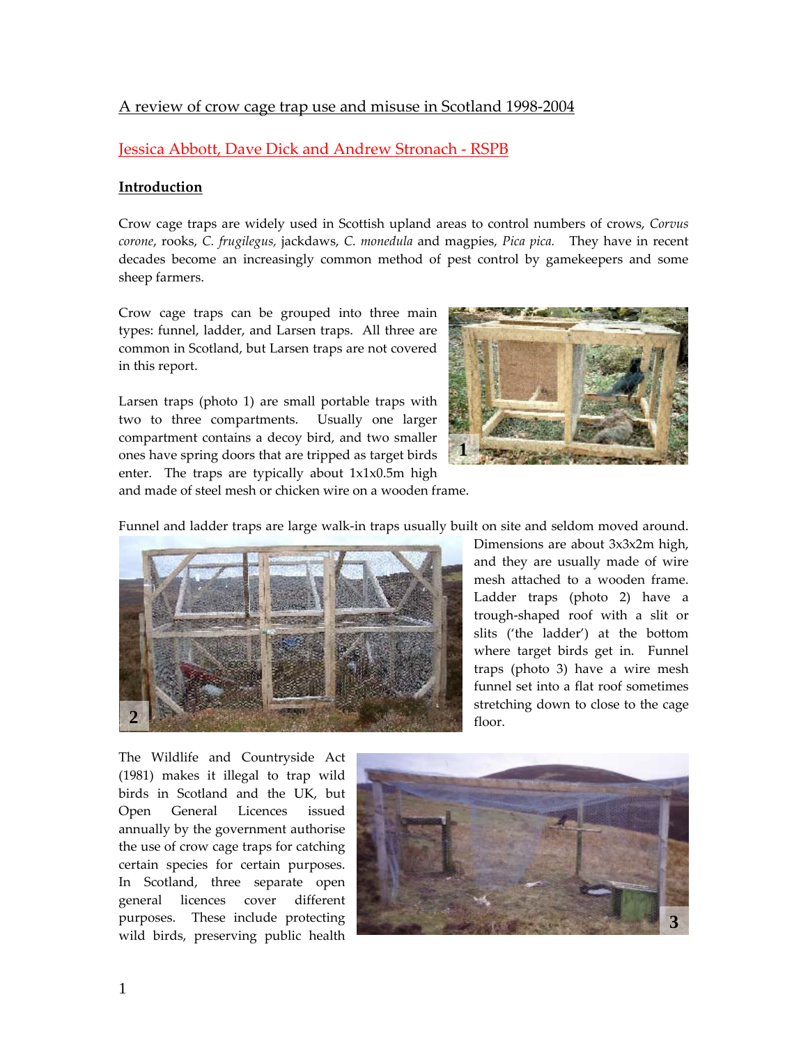# A review of crow cage trap use and misuse in Scotland 1998-2004

Jessica Abbott, Dave Dick and Andrew Stronach - RSPB

## Introduction

Crow cage traps are widely used in Scottish upland areas to control numbers of crows, *Corvus corone*, rooks, *C. frugilegus,* jackdaws, *C. monedula* and magpies, *Pica pica.* They have in recent decades become an increasingly common method of pest control by gamekeepers and some sheep farmers.

Crow cage traps can be grouped into three main types: funnel, ladder, and Larsen traps. All three are common in Scotland, but Larsen traps are not covered in this report.

Larsen traps (photo 1) are small portable traps with two to three compartments. Usually one larger compartment contains a decoy bird, and two smaller ones have spring doors that are tripped as target birds enter. The traps are typically about 1x1x0.5m high and made of steel mesh or chicken wire on a wooden frame.

1

Funnel and ladder traps are large walk-in traps usually built on site and seldom moved around. Dimensions are about 3x3x2m high, and they are usually made of wire mesh attached to a wooden frame. Ladder traps (photo 2) have a trough-shaped roof with a slit or slits ('the ladder') at the bottom where target birds get in. Funnel traps (photo 3) have a wire mesh funnel set into a flat roof sometimes stretching down to close to the cage floor.

2

The Wildlife and Countryside Act (1981) makes it illegal to trap wild birds in Scotland and the UK, but Open General Licences issued annually by the government authorise the use of crow cage traps for catching certain species for certain purposes. In Scotland, three separate open general licences cover different purposes. These include protecting wild birds, preserving public health

3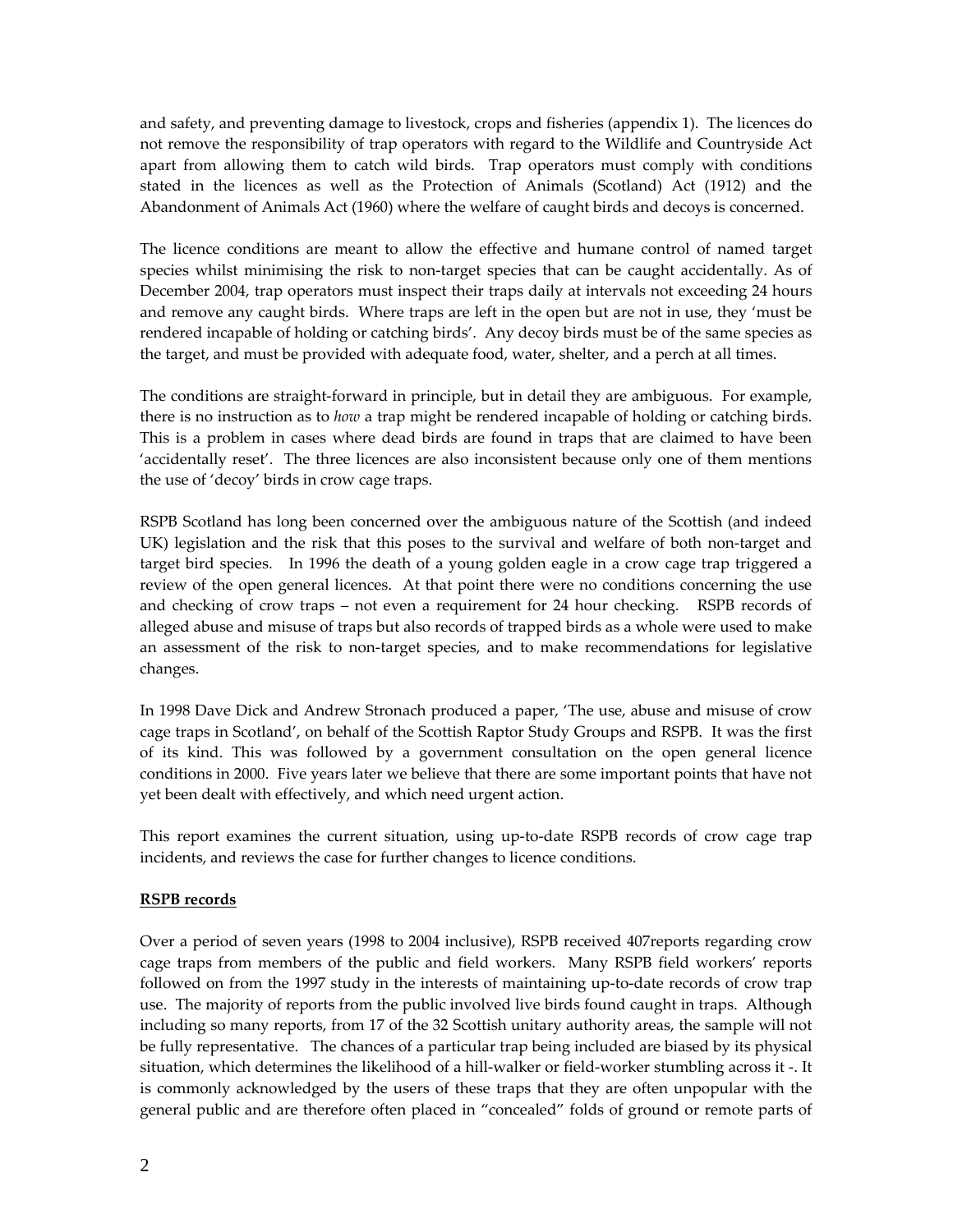and safety, and preventing damage to livestock, crops and fisheries (appendix 1). The licences do not remove the responsibility of trap operators with regard to the Wildlife and Countryside Act apart from allowing them to catch wild birds. Trap operators must comply with conditions stated in the licences as well as the Protection of Animals (Scotland) Act (1912) and the Abandonment of Animals Act (1960) where the welfare of caught birds and decoys is concerned.

The licence conditions are meant to allow the effective and humane control of named target species whilst minimising the risk to non-target species that can be caught accidentally. As of December 2004, trap operators must inspect their traps daily at intervals not exceeding 24 hours and remove any caught birds. Where traps are left in the open but are not in use, they 'must be rendered incapable of holding or catching birds'. Any decoy birds must be of the same species as the target, and must be provided with adequate food, water, shelter, and a perch at all times.

The conditions are straight-forward in principle, but in detail they are ambiguous. For example, there is no instruction as to *how* a trap might be rendered incapable of holding or catching birds. This is a problem in cases where dead birds are found in traps that are claimed to have been 'accidentally reset'. The three licences are also inconsistent because only one of them mentions the use of 'decoy' birds in crow cage traps.

RSPB Scotland has long been concerned over the ambiguous nature of the Scottish (and indeed UK) legislation and the risk that this poses to the survival and welfare of both non-target and target bird species. In 1996 the death of a young golden eagle in a crow cage trap triggered a review of the open general licences. At that point there were no conditions concerning the use and checking of crow traps – not even a requirement for 24 hour checking. RSPB records of alleged abuse and misuse of traps but also records of trapped birds as a whole were used to make an assessment of the risk to non-target species, and to make recommendations for legislative changes.

In 1998 Dave Dick and Andrew Stronach produced a paper, 'The use, abuse and misuse of crow cage traps in Scotland', on behalf of the Scottish Raptor Study Groups and RSPB. It was the first of its kind. This was followed by a government consultation on the open general licence conditions in 2000. Five years later we believe that there are some important points that have not yet been dealt with effectively, and which need urgent action.

This report examines the current situation, using up-to-date RSPB records of crow cage trap incidents, and reviews the case for further changes to licence conditions.

**RSPB records**

Over a period of seven years (1998 to 2004 inclusive), RSPB received 407reports regarding crow cage traps from members of the public and field workers. Many RSPB field workers' reports followed on from the 1997 study in the interests of maintaining up-to-date records of crow trap use. The majority of reports from the public involved live birds found caught in traps. Although including so many reports, from 17 of the 32 Scottish unitary authority areas, the sample will not be fully representative. The chances of a particular trap being included are biased by its physical situation, which determines the likelihood of a hill-walker or field-worker stumbling across it -. It is commonly acknowledged by the users of these traps that they are often unpopular with the general public and are therefore often placed in "concealed" folds of ground or remote parts of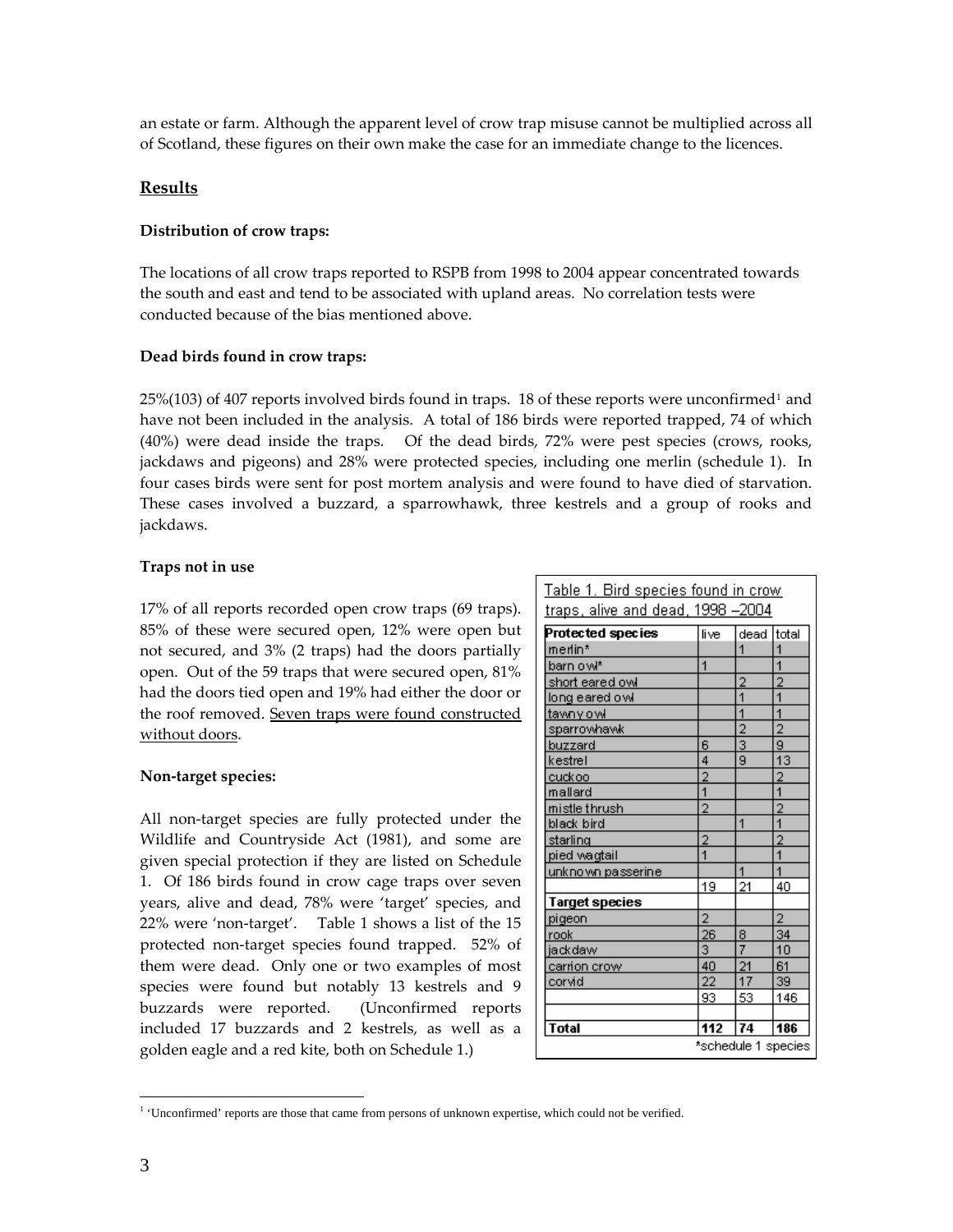an estate or farm. Although the apparent level of crow trap misuse cannot be multiplied across all of Scotland, these figures on their own make the case for an immediate change to the licences.

## Results

**Distribution of crow traps:**

The locations of all crow traps reported to RSPB from 1998 to 2004 appear concentrated towards the south and east and tend to be associated with upland areas. No correlation tests were conducted because of the bias mentioned above.

**Dead birds found in crow traps:**

25%(103) of 407 reports involved birds found in traps. 18 of these reports were unconfirmed[1] and have not been included in the analysis. A total of 186 birds were reported trapped, 74 of which (40%) were dead inside the traps. Of the dead birds, 72% were pest species (crows, rooks, jackdaws and pigeons) and 28% were protected species, including one merlin (schedule 1). In four cases birds were sent for post mortem analysis and were found to have died of starvation. These cases involved a buzzard, a sparrowhawk, three kestrels and a group of rooks and jackdaws.

**Traps not in use**

17% of all reports recorded open crow traps (69 traps). 85% of these were secured open, 12% were open but not secured, and 3% (2 traps) had the doors partially open. Out of the 59 traps that were secured open, 81% had the doors tied open and 19% had either the door or the roof removed. Seven traps were found constructed without doors.

**Non-target species:**

All non-target species are fully protected under the Wildlife and Countryside Act (1981), and some are given special protection if they are listed on Schedule 1. Of 186 birds found in crow cage traps over seven years, alive and dead, 78% were 'target' species, and 22% were 'non-target'. Table 1 shows a list of the 15 protected non-target species found trapped. 52% of them were dead. Only one or two examples of most species were found but notably 13 kestrels and 9 buzzards were reported. (Unconfirmed reports included 17 buzzards and 2 kestrels, as well as a golden eagle and a red kite, both on Schedule 1.)

Table 1. Bird species found in crow traps, alive and dead, 1998 –2004

| **Protected species** | live | dead | total |
|---|---|---|---|
| merlin* | | 1 | 1 |
| barn owl* | 1 | | 1 |
| short eared owl | | 2 | 2 |
| long eared owl | | 1 | 1 |
| tawny owl | | 1 | 1 |
| sparrowhawk | | 2 | 2 |
| buzzard | 6 | 3 | 9 |
| kestrel | 4 | 9 | 13 |
| cuckoo | 2 | | 2 |
| mallard | 1 | | 1 |
| mistle thrush | 2 | | 2 |
| black bird | | 1 | 1 |
| starling | 2 | | 2 |
| pied wagtail | 1 | | 1 |
| unknown passerine | | 1 | 1 |
| | 19 | 21 | 40 |
| **Target species** | | | |
| pigeon | 2 | | 2 |
| rook | 26 | 8 | 34 |
| jackdaw | 3 | 7 | 10 |
| carrion crow | 40 | 21 | 61 |
| corvid | 22 | 17 | 39 |
| | 93 | 53 | 146 |
| | | | |
| **Total** | **112** | **74** | **186** |

*schedule 1 species

[1] 'Unconfirmed' reports are those that came from persons of unknown expertise, which could not be verified.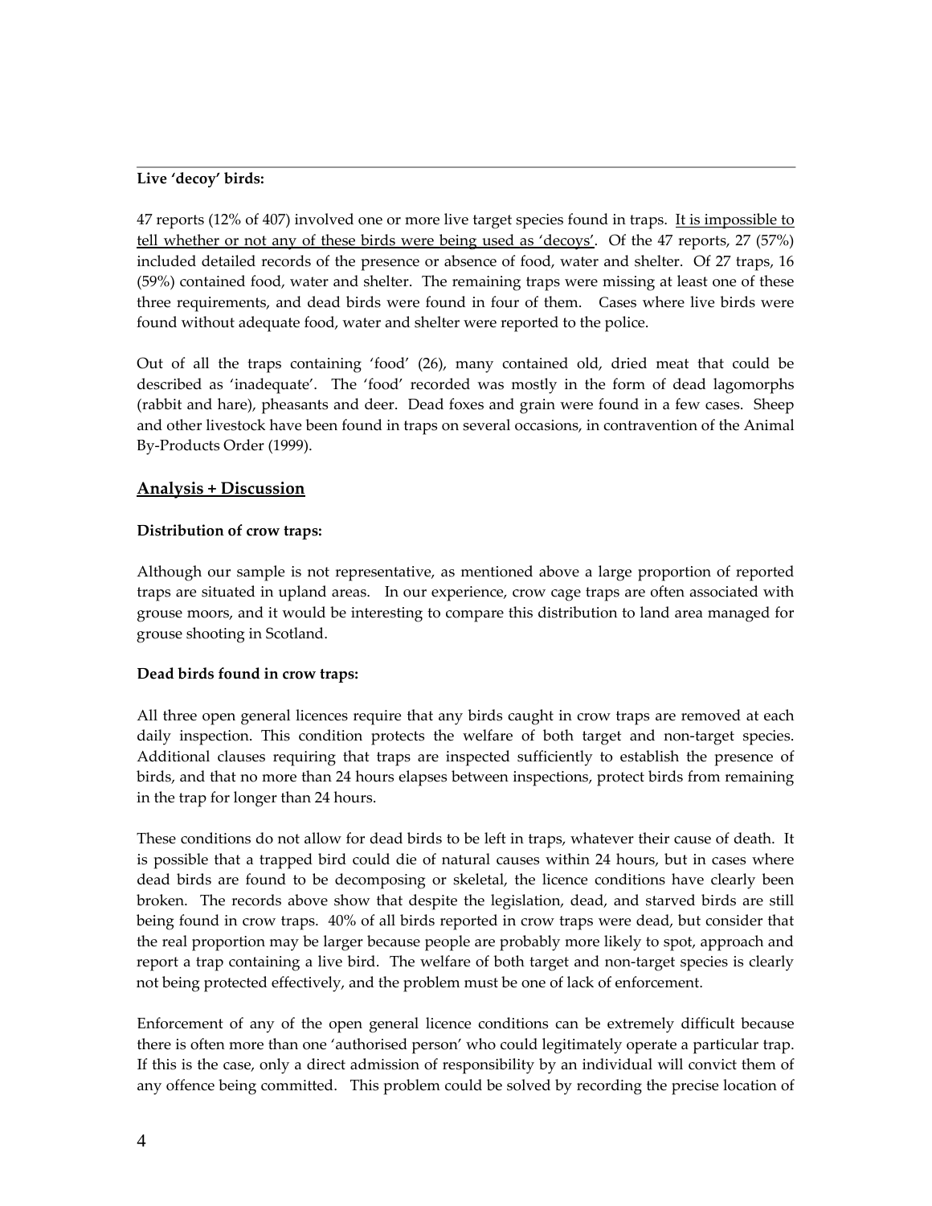**Live 'decoy' birds:**

47 reports (12% of 407) involved one or more live target species found in traps. <u>It is impossible to tell whether or not any of these birds were being used as 'decoys'</u>. Of the 47 reports, 27 (57%) included detailed records of the presence or absence of food, water and shelter. Of 27 traps, 16 (59%) contained food, water and shelter. The remaining traps were missing at least one of these three requirements, and dead birds were found in four of them. Cases where live birds were found without adequate food, water and shelter were reported to the police.

Out of all the traps containing 'food' (26), many contained old, dried meat that could be described as 'inadequate'. The 'food' recorded was mostly in the form of dead lagomorphs (rabbit and hare), pheasants and deer. Dead foxes and grain were found in a few cases. Sheep and other livestock have been found in traps on several occasions, in contravention of the Animal By-Products Order (1999).

## Analysis + Discussion

**Distribution of crow traps:**

Although our sample is not representative, as mentioned above a large proportion of reported traps are situated in upland areas. In our experience, crow cage traps are often associated with grouse moors, and it would be interesting to compare this distribution to land area managed for grouse shooting in Scotland.

**Dead birds found in crow traps:**

All three open general licences require that any birds caught in crow traps are removed at each daily inspection. This condition protects the welfare of both target and non-target species. Additional clauses requiring that traps are inspected sufficiently to establish the presence of birds, and that no more than 24 hours elapses between inspections, protect birds from remaining in the trap for longer than 24 hours.

These conditions do not allow for dead birds to be left in traps, whatever their cause of death. It is possible that a trapped bird could die of natural causes within 24 hours, but in cases where dead birds are found to be decomposing or skeletal, the licence conditions have clearly been broken. The records above show that despite the legislation, dead, and starved birds are still being found in crow traps. 40% of all birds reported in crow traps were dead, but consider that the real proportion may be larger because people are probably more likely to spot, approach and report a trap containing a live bird. The welfare of both target and non-target species is clearly not being protected effectively, and the problem must be one of lack of enforcement.

Enforcement of any of the open general licence conditions can be extremely difficult because there is often more than one 'authorised person' who could legitimately operate a particular trap. If this is the case, only a direct admission of responsibility by an individual will convict them of any offence being committed. This problem could be solved by recording the precise location of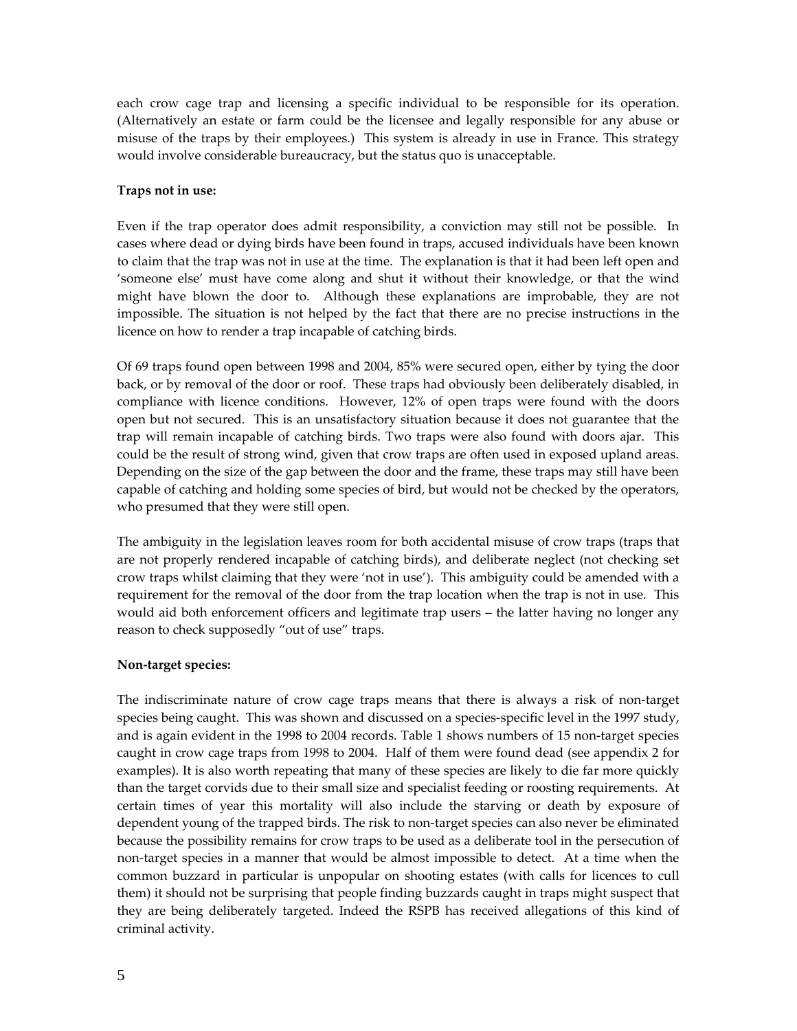each crow cage trap and licensing a specific individual to be responsible for its operation. (Alternatively an estate or farm could be the licensee and legally responsible for any abuse or misuse of the traps by their employees.) This system is already in use in France. This strategy would involve considerable bureaucracy, but the status quo is unacceptable.

**Traps not in use:**

Even if the trap operator does admit responsibility, a conviction may still not be possible. In cases where dead or dying birds have been found in traps, accused individuals have been known to claim that the trap was not in use at the time. The explanation is that it had been left open and 'someone else' must have come along and shut it without their knowledge, or that the wind might have blown the door to. Although these explanations are improbable, they are not impossible. The situation is not helped by the fact that there are no precise instructions in the licence on how to render a trap incapable of catching birds.

Of 69 traps found open between 1998 and 2004, 85% were secured open, either by tying the door back, or by removal of the door or roof. These traps had obviously been deliberately disabled, in compliance with licence conditions. However, 12% of open traps were found with the doors open but not secured. This is an unsatisfactory situation because it does not guarantee that the trap will remain incapable of catching birds. Two traps were also found with doors ajar. This could be the result of strong wind, given that crow traps are often used in exposed upland areas. Depending on the size of the gap between the door and the frame, these traps may still have been capable of catching and holding some species of bird, but would not be checked by the operators, who presumed that they were still open.

The ambiguity in the legislation leaves room for both accidental misuse of crow traps (traps that are not properly rendered incapable of catching birds), and deliberate neglect (not checking set crow traps whilst claiming that they were 'not in use'). This ambiguity could be amended with a requirement for the removal of the door from the trap location when the trap is not in use. This would aid both enforcement officers and legitimate trap users – the latter having no longer any reason to check supposedly "out of use" traps.

**Non-target species:**

The indiscriminate nature of crow cage traps means that there is always a risk of non-target species being caught. This was shown and discussed on a species-specific level in the 1997 study, and is again evident in the 1998 to 2004 records. Table 1 shows numbers of 15 non-target species caught in crow cage traps from 1998 to 2004. Half of them were found dead (see appendix 2 for examples). It is also worth repeating that many of these species are likely to die far more quickly than the target corvids due to their small size and specialist feeding or roosting requirements. At certain times of year this mortality will also include the starving or death by exposure of dependent young of the trapped birds. The risk to non-target species can also never be eliminated because the possibility remains for crow traps to be used as a deliberate tool in the persecution of non-target species in a manner that would be almost impossible to detect. At a time when the common buzzard in particular is unpopular on shooting estates (with calls for licences to cull them) it should not be surprising that people finding buzzards caught in traps might suspect that they are being deliberately targeted. Indeed the RSPB has received allegations of this kind of criminal activity.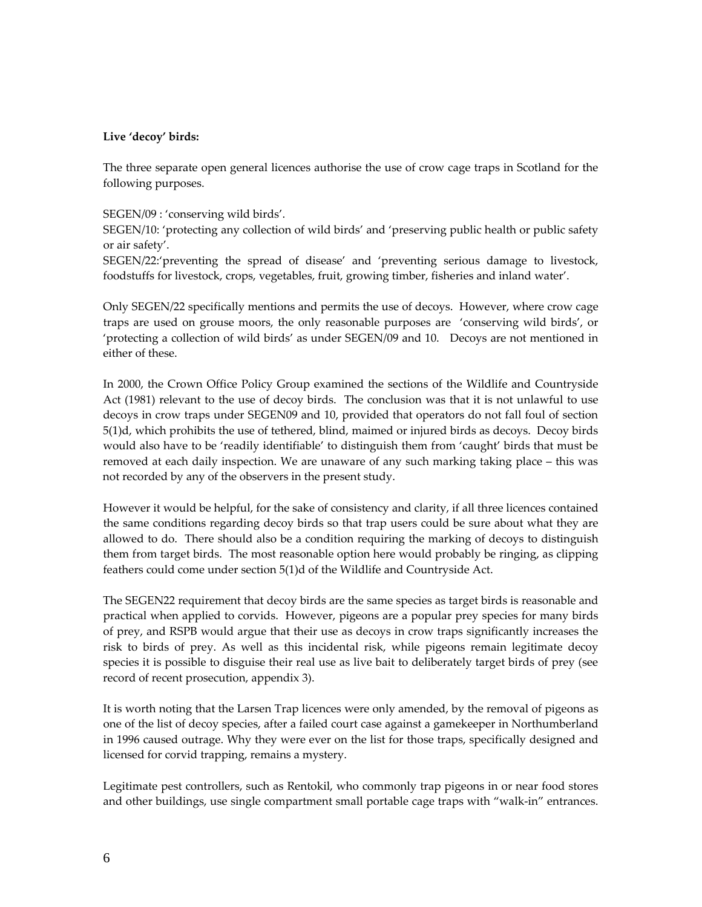**Live 'decoy' birds:**

The three separate open general licences authorise the use of crow cage traps in Scotland for the following purposes.

SEGEN/09 : 'conserving wild birds'.
SEGEN/10: 'protecting any collection of wild birds' and 'preserving public health or public safety or air safety'.
SEGEN/22:'preventing the spread of disease' and 'preventing serious damage to livestock, foodstuffs for livestock, crops, vegetables, fruit, growing timber, fisheries and inland water'.

Only SEGEN/22 specifically mentions and permits the use of decoys. However, where crow cage traps are used on grouse moors, the only reasonable purposes are 'conserving wild birds', or 'protecting a collection of wild birds' as under SEGEN/09 and 10. Decoys are not mentioned in either of these.

In 2000, the Crown Office Policy Group examined the sections of the Wildlife and Countryside Act (1981) relevant to the use of decoy birds. The conclusion was that it is not unlawful to use decoys in crow traps under SEGEN09 and 10, provided that operators do not fall foul of section 5(1)d, which prohibits the use of tethered, blind, maimed or injured birds as decoys. Decoy birds would also have to be 'readily identifiable' to distinguish them from 'caught' birds that must be removed at each daily inspection. We are unaware of any such marking taking place – this was not recorded by any of the observers in the present study.

However it would be helpful, for the sake of consistency and clarity, if all three licences contained the same conditions regarding decoy birds so that trap users could be sure about what they are allowed to do. There should also be a condition requiring the marking of decoys to distinguish them from target birds. The most reasonable option here would probably be ringing, as clipping feathers could come under section 5(1)d of the Wildlife and Countryside Act.

The SEGEN22 requirement that decoy birds are the same species as target birds is reasonable and practical when applied to corvids. However, pigeons are a popular prey species for many birds of prey, and RSPB would argue that their use as decoys in crow traps significantly increases the risk to birds of prey. As well as this incidental risk, while pigeons remain legitimate decoy species it is possible to disguise their real use as live bait to deliberately target birds of prey (see record of recent prosecution, appendix 3).

It is worth noting that the Larsen Trap licences were only amended, by the removal of pigeons as one of the list of decoy species, after a failed court case against a gamekeeper in Northumberland in 1996 caused outrage. Why they were ever on the list for those traps, specifically designed and licensed for corvid trapping, remains a mystery.

Legitimate pest controllers, such as Rentokil, who commonly trap pigeons in or near food stores and other buildings, use single compartment small portable cage traps with "walk-in" entrances.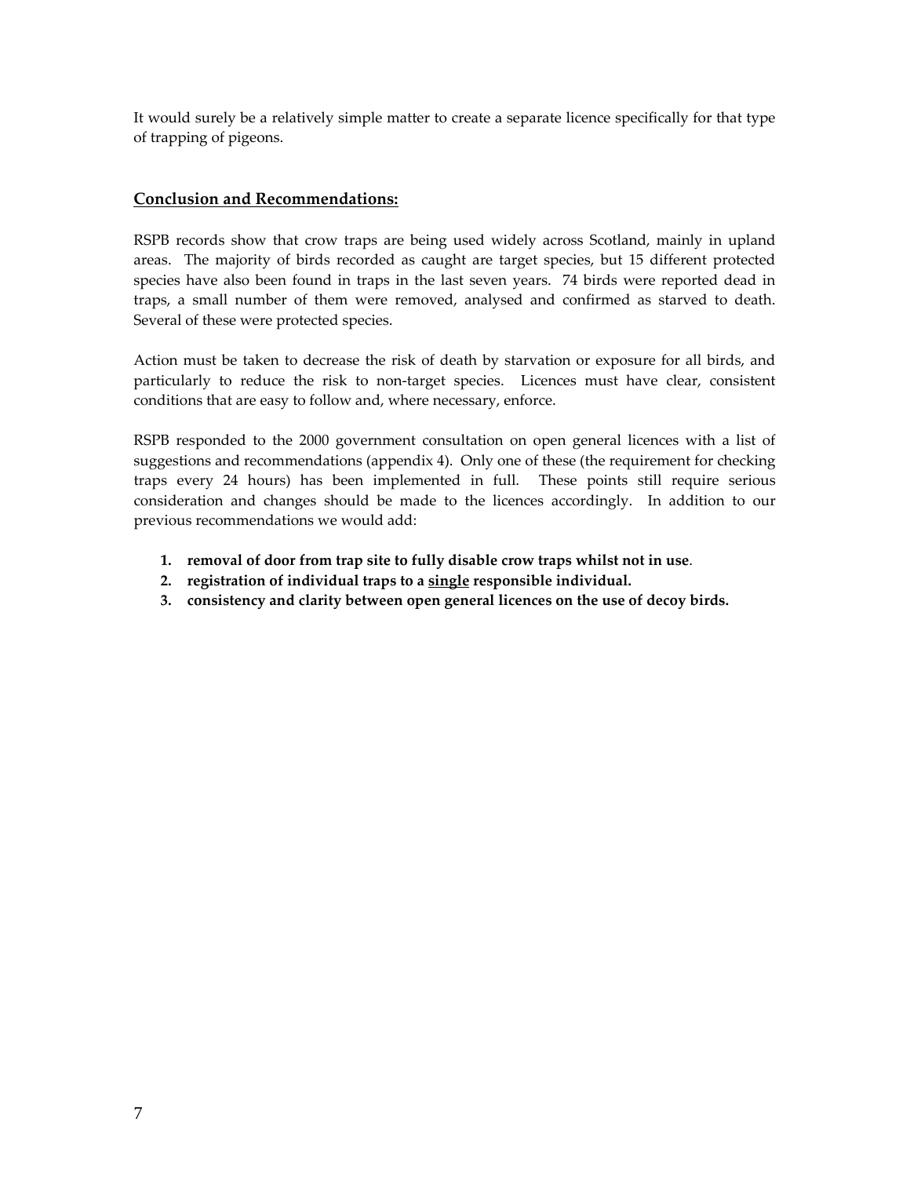It would surely be a relatively simple matter to create a separate licence specifically for that type of trapping of pigeons.

## <u>Conclusion and Recommendations:</u>

RSPB records show that crow traps are being used widely across Scotland, mainly in upland areas. The majority of birds recorded as caught are target species, but 15 different protected species have also been found in traps in the last seven years. 74 birds were reported dead in traps, a small number of them were removed, analysed and confirmed as starved to death. Several of these were protected species.

Action must be taken to decrease the risk of death by starvation or exposure for all birds, and particularly to reduce the risk to non-target species. Licences must have clear, consistent conditions that are easy to follow and, where necessary, enforce.

RSPB responded to the 2000 government consultation on open general licences with a list of suggestions and recommendations (appendix 4). Only one of these (the requirement for checking traps every 24 hours) has been implemented in full. These points still require serious consideration and changes should be made to the licences accordingly. In addition to our previous recommendations we would add:

1. **removal of door from trap site to fully disable crow traps whilst not in use**.
2. **registration of individual traps to a <u>single</u> responsible individual.**
3. **consistency and clarity between open general licences on the use of decoy birds.**